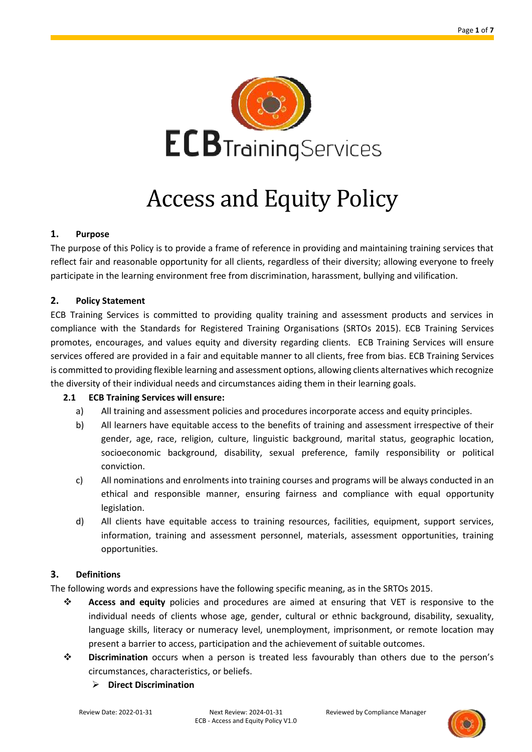ECB Training Services

# Access and Equity Policy

## 1. Purpose

The purpose of this Policy is to provide a frame of reference in providing and maintaining training services that reflect fair and reasonable opportunity for all clients, regardless of their diversity; allowing everyone to freely participate in the learning environment free from discrimination, harassment, bullying and vilification.

## 2. Policy Statement

ECB Training Services is committed to providing quality training and assessment products and services in compliance with the Standards for Registered Training Organisations (SRTOs 2015). ECB Training Services promotes, encourages, and values equity and diversity regarding clients. ECB Training Services will ensure services offered are provided in a fair and equitable manner to all clients, free from bias. ECB Training Services is committed to providing flexible learning and assessment options, allowing clients alternatives which recognize the diversity of their individual needs and circumstances aiding them in their learning goals.

### 2.1 ECB Training Services will ensure:

a) All training and assessment policies and procedures incorporate access and equity principles.

b) All learners have equitable access to the benefits of training and assessment irrespective of their gender, age, race, religion, culture, linguistic background, marital status, geographic location, socioeconomic background, disability, sexual preference, family responsibility or political conviction.

c) All nominations and enrolments into training courses and programs will be always conducted in an ethical and responsible manner, ensuring fairness and compliance with equal opportunity legislation.

d) All clients have equitable access to training resources, facilities, equipment, support services, information, training and assessment personnel, materials, assessment opportunities, training opportunities.

## 3. Definitions

The following words and expressions have the following specific meaning, as in the SRTOs 2015.

- **Access and equity** policies and procedures are aimed at ensuring that VET is responsive to the individual needs of clients whose age, gender, cultural or ethnic background, disability, sexuality, language skills, literacy or numeracy level, unemployment, imprisonment, or remote location may present a barrier to access, participation and the achievement of suitable outcomes.
- **Discrimination** occurs when a person is treated less favourably than others due to the person's circumstances, characteristics, or beliefs.
  - **Direct Discrimination**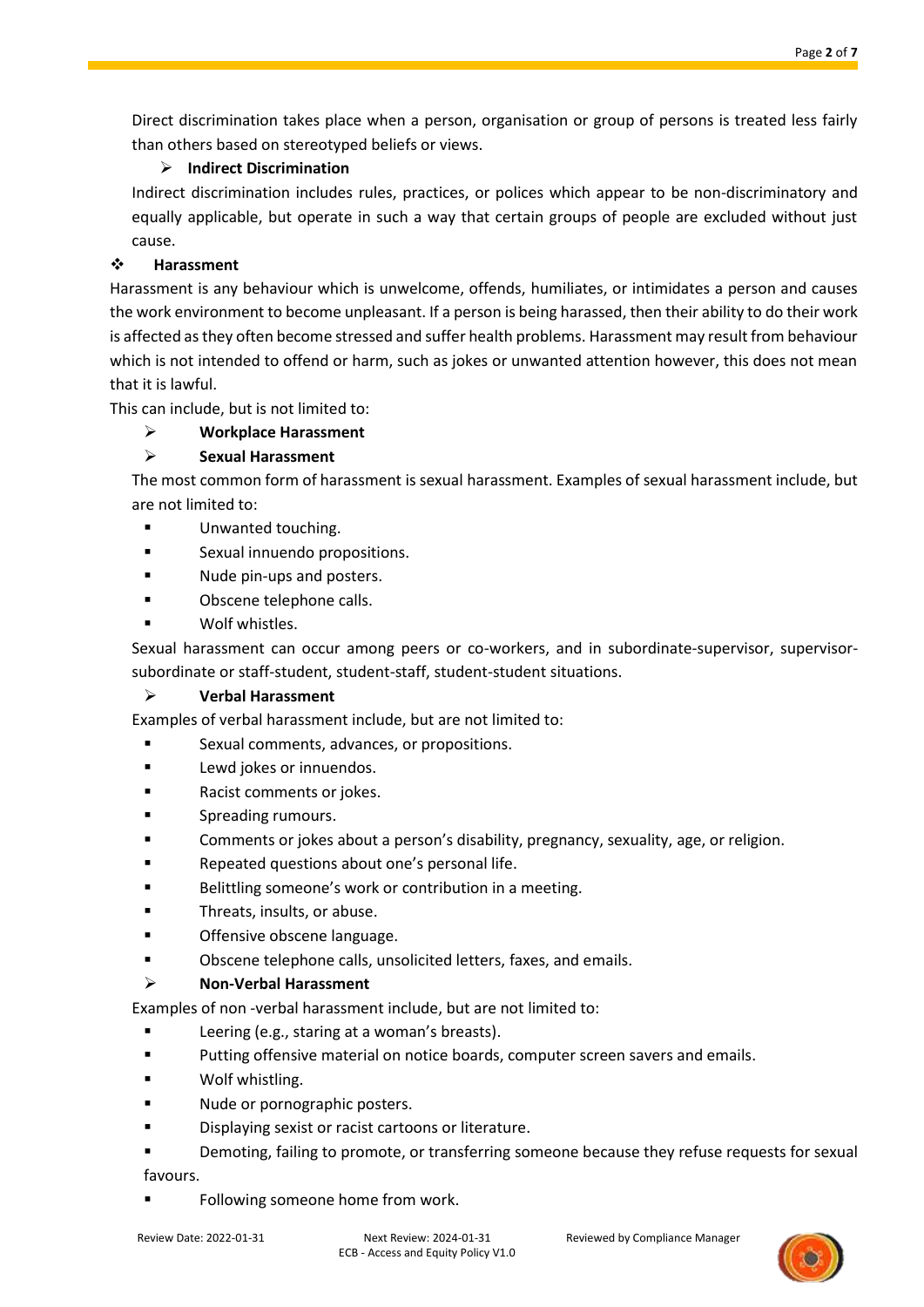Direct discrimination takes place when a person, organisation or group of persons is treated less fairly than others based on stereotyped beliefs or views.

- **Indirect Discrimination**

Indirect discrimination includes rules, practices, or polices which appear to be non-discriminatory and equally applicable, but operate in such a way that certain groups of people are excluded without just cause.

### Harassment

Harassment is any behaviour which is unwelcome, offends, humiliates, or intimidates a person and causes the work environment to become unpleasant. If a person is being harassed, then their ability to do their work is affected as they often become stressed and suffer health problems. Harassment may result from behaviour which is not intended to offend or harm, such as jokes or unwanted attention however, this does not mean that it is lawful.

This can include, but is not limited to:

- **Workplace Harassment**
- **Sexual Harassment**

The most common form of harassment is sexual harassment. Examples of sexual harassment include, but are not limited to:

- Unwanted touching.
- Sexual innuendo propositions.
- Nude pin-ups and posters.
- Obscene telephone calls.
- Wolf whistles.

Sexual harassment can occur among peers or co-workers, and in subordinate-supervisor, supervisor-subordinate or staff-student, student-staff, student-student situations.

- **Verbal Harassment**

Examples of verbal harassment include, but are not limited to:

- Sexual comments, advances, or propositions.
- Lewd jokes or innuendos.
- Racist comments or jokes.
- Spreading rumours.
- Comments or jokes about a person's disability, pregnancy, sexuality, age, or religion.
- Repeated questions about one's personal life.
- Belittling someone's work or contribution in a meeting.
- Threats, insults, or abuse.
- Offensive obscene language.
- Obscene telephone calls, unsolicited letters, faxes, and emails.

- **Non-Verbal Harassment**

Examples of non -verbal harassment include, but are not limited to:

- Leering (e.g., staring at a woman's breasts).
- Putting offensive material on notice boards, computer screen savers and emails.
- Wolf whistling.
- Nude or pornographic posters.
- Displaying sexist or racist cartoons or literature.
- Demoting, failing to promote, or transferring someone because they refuse requests for sexual favours.
- Following someone home from work.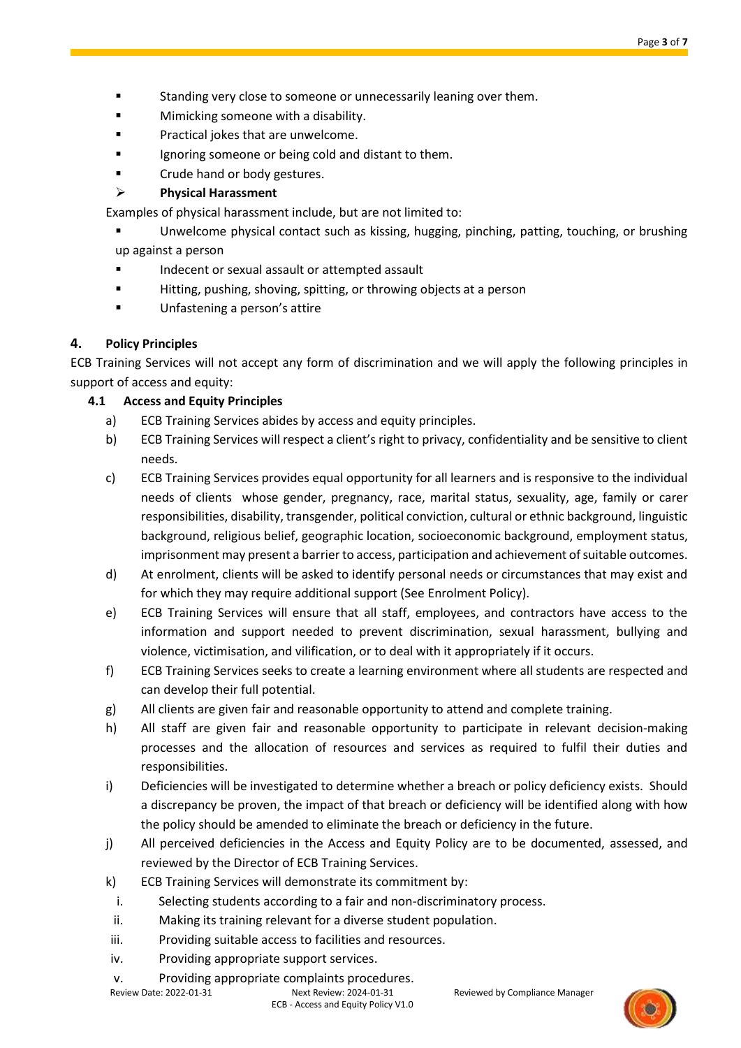- Standing very close to someone or unnecessarily leaning over them.
- Mimicking someone with a disability.
- Practical jokes that are unwelcome.
- Ignoring someone or being cold and distant to them.
- Crude hand or body gestures.

➢ **Physical Harassment**

Examples of physical harassment include, but are not limited to:

- Unwelcome physical contact such as kissing, hugging, pinching, patting, touching, or brushing up against a person
- Indecent or sexual assault or attempted assault
- Hitting, pushing, shoving, spitting, or throwing objects at a person
- Unfastening a person's attire

## 4. Policy Principles

ECB Training Services will not accept any form of discrimination and we will apply the following principles in support of access and equity:

### 4.1 Access and Equity Principles

a) ECB Training Services abides by access and equity principles.

b) ECB Training Services will respect a client's right to privacy, confidentiality and be sensitive to client needs.

c) ECB Training Services provides equal opportunity for all learners and is responsive to the individual needs of clients whose gender, pregnancy, race, marital status, sexuality, age, family or carer responsibilities, disability, transgender, political conviction, cultural or ethnic background, linguistic background, religious belief, geographic location, socioeconomic background, employment status, imprisonment may present a barrier to access, participation and achievement of suitable outcomes.

d) At enrolment, clients will be asked to identify personal needs or circumstances that may exist and for which they may require additional support (See Enrolment Policy).

e) ECB Training Services will ensure that all staff, employees, and contractors have access to the information and support needed to prevent discrimination, sexual harassment, bullying and violence, victimisation, and vilification, or to deal with it appropriately if it occurs.

f) ECB Training Services seeks to create a learning environment where all students are respected and can develop their full potential.

g) All clients are given fair and reasonable opportunity to attend and complete training.

h) All staff are given fair and reasonable opportunity to participate in relevant decision-making processes and the allocation of resources and services as required to fulfil their duties and responsibilities.

i) Deficiencies will be investigated to determine whether a breach or policy deficiency exists. Should a discrepancy be proven, the impact of that breach or deficiency will be identified along with how the policy should be amended to eliminate the breach or deficiency in the future.

j) All perceived deficiencies in the Access and Equity Policy are to be documented, assessed, and reviewed by the Director of ECB Training Services.

k) ECB Training Services will demonstrate its commitment by:

   i. Selecting students according to a fair and non-discriminatory process.
   ii. Making its training relevant for a diverse student population.
   iii. Providing suitable access to facilities and resources.
   iv. Providing appropriate support services.
   v. Providing appropriate complaints procedures.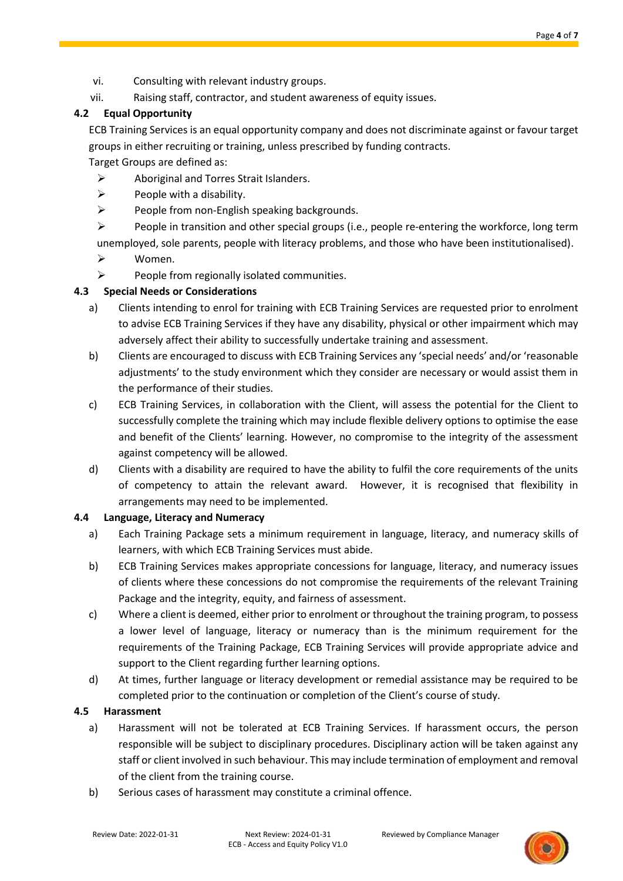vi. Consulting with relevant industry groups.

vii. Raising staff, contractor, and student awareness of equity issues.

### 4.2 Equal Opportunity

ECB Training Services is an equal opportunity company and does not discriminate against or favour target groups in either recruiting or training, unless prescribed by funding contracts.

Target Groups are defined as:

- Aboriginal and Torres Strait Islanders.
- People with a disability.
- People from non-English speaking backgrounds.
- People in transition and other special groups (i.e., people re-entering the workforce, long term unemployed, sole parents, people with literacy problems, and those who have been institutionalised).
- Women.
- People from regionally isolated communities.

### 4.3 Special Needs or Considerations

a) Clients intending to enrol for training with ECB Training Services are requested prior to enrolment to advise ECB Training Services if they have any disability, physical or other impairment which may adversely affect their ability to successfully undertake training and assessment.

b) Clients are encouraged to discuss with ECB Training Services any 'special needs' and/or 'reasonable adjustments' to the study environment which they consider are necessary or would assist them in the performance of their studies.

c) ECB Training Services, in collaboration with the Client, will assess the potential for the Client to successfully complete the training which may include flexible delivery options to optimise the ease and benefit of the Clients' learning. However, no compromise to the integrity of the assessment against competency will be allowed.

d) Clients with a disability are required to have the ability to fulfil the core requirements of the units of competency to attain the relevant award. However, it is recognised that flexibility in arrangements may need to be implemented.

### 4.4 Language, Literacy and Numeracy

a) Each Training Package sets a minimum requirement in language, literacy, and numeracy skills of learners, with which ECB Training Services must abide.

b) ECB Training Services makes appropriate concessions for language, literacy, and numeracy issues of clients where these concessions do not compromise the requirements of the relevant Training Package and the integrity, equity, and fairness of assessment.

c) Where a client is deemed, either prior to enrolment or throughout the training program, to possess a lower level of language, literacy or numeracy than is the minimum requirement for the requirements of the Training Package, ECB Training Services will provide appropriate advice and support to the Client regarding further learning options.

d) At times, further language or literacy development or remedial assistance may be required to be completed prior to the continuation or completion of the Client's course of study.

### 4.5 Harassment

a) Harassment will not be tolerated at ECB Training Services. If harassment occurs, the person responsible will be subject to disciplinary procedures. Disciplinary action will be taken against any staff or client involved in such behaviour. This may include termination of employment and removal of the client from the training course.

b) Serious cases of harassment may constitute a criminal offence.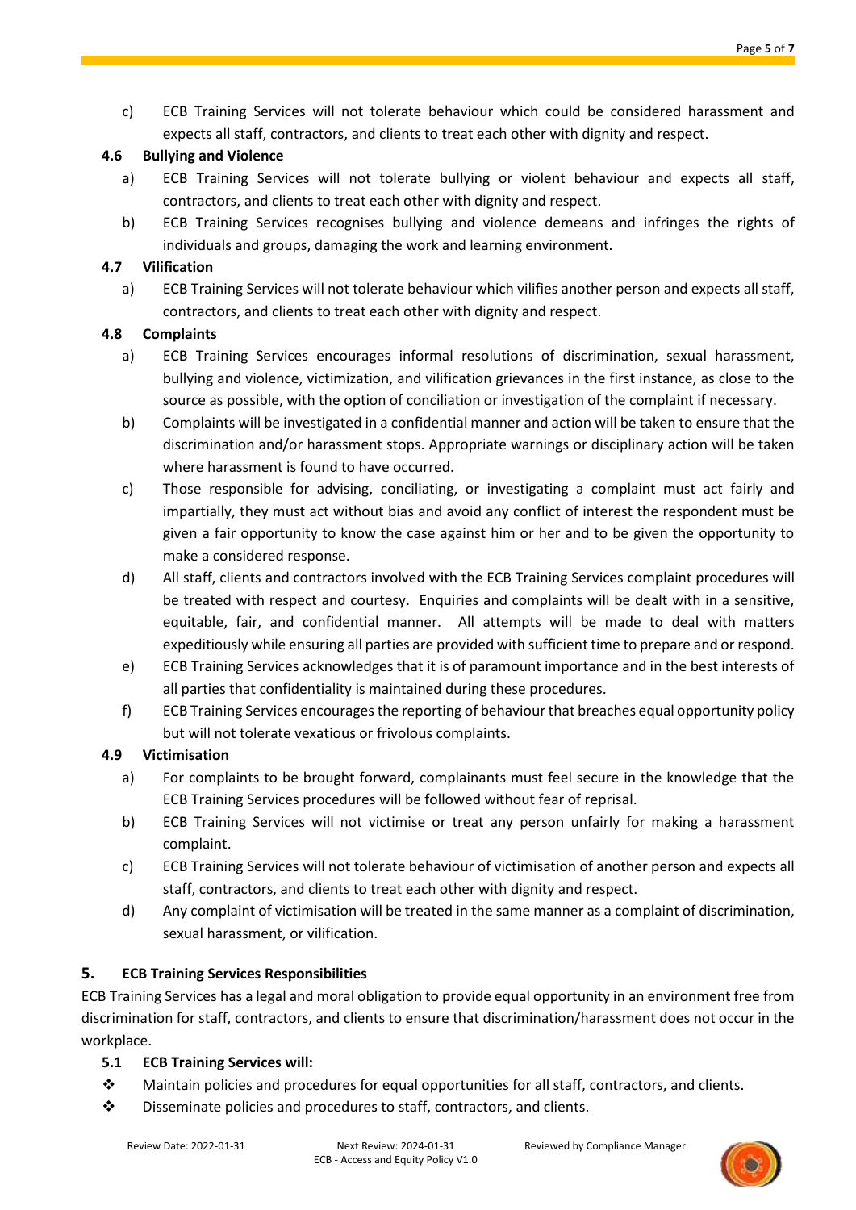c) ECB Training Services will not tolerate behaviour which could be considered harassment and expects all staff, contractors, and clients to treat each other with dignity and respect.

### 4.6 Bullying and Violence

a) ECB Training Services will not tolerate bullying or violent behaviour and expects all staff, contractors, and clients to treat each other with dignity and respect.

b) ECB Training Services recognises bullying and violence demeans and infringes the rights of individuals and groups, damaging the work and learning environment.

### 4.7 Vilification

a) ECB Training Services will not tolerate behaviour which vilifies another person and expects all staff, contractors, and clients to treat each other with dignity and respect.

### 4.8 Complaints

a) ECB Training Services encourages informal resolutions of discrimination, sexual harassment, bullying and violence, victimization, and vilification grievances in the first instance, as close to the source as possible, with the option of conciliation or investigation of the complaint if necessary.

b) Complaints will be investigated in a confidential manner and action will be taken to ensure that the discrimination and/or harassment stops. Appropriate warnings or disciplinary action will be taken where harassment is found to have occurred.

c) Those responsible for advising, conciliating, or investigating a complaint must act fairly and impartially, they must act without bias and avoid any conflict of interest the respondent must be given a fair opportunity to know the case against him or her and to be given the opportunity to make a considered response.

d) All staff, clients and contractors involved with the ECB Training Services complaint procedures will be treated with respect and courtesy. Enquiries and complaints will be dealt with in a sensitive, equitable, fair, and confidential manner. All attempts will be made to deal with matters expeditiously while ensuring all parties are provided with sufficient time to prepare and or respond.

e) ECB Training Services acknowledges that it is of paramount importance and in the best interests of all parties that confidentiality is maintained during these procedures.

f) ECB Training Services encourages the reporting of behaviour that breaches equal opportunity policy but will not tolerate vexatious or frivolous complaints.

### 4.9 Victimisation

a) For complaints to be brought forward, complainants must feel secure in the knowledge that the ECB Training Services procedures will be followed without fear of reprisal.

b) ECB Training Services will not victimise or treat any person unfairly for making a harassment complaint.

c) ECB Training Services will not tolerate behaviour of victimisation of another person and expects all staff, contractors, and clients to treat each other with dignity and respect.

d) Any complaint of victimisation will be treated in the same manner as a complaint of discrimination, sexual harassment, or vilification.

## 5. ECB Training Services Responsibilities

ECB Training Services has a legal and moral obligation to provide equal opportunity in an environment free from discrimination for staff, contractors, and clients to ensure that discrimination/harassment does not occur in the workplace.

### 5.1 ECB Training Services will:

- Maintain policies and procedures for equal opportunities for all staff, contractors, and clients.
- Disseminate policies and procedures to staff, contractors, and clients.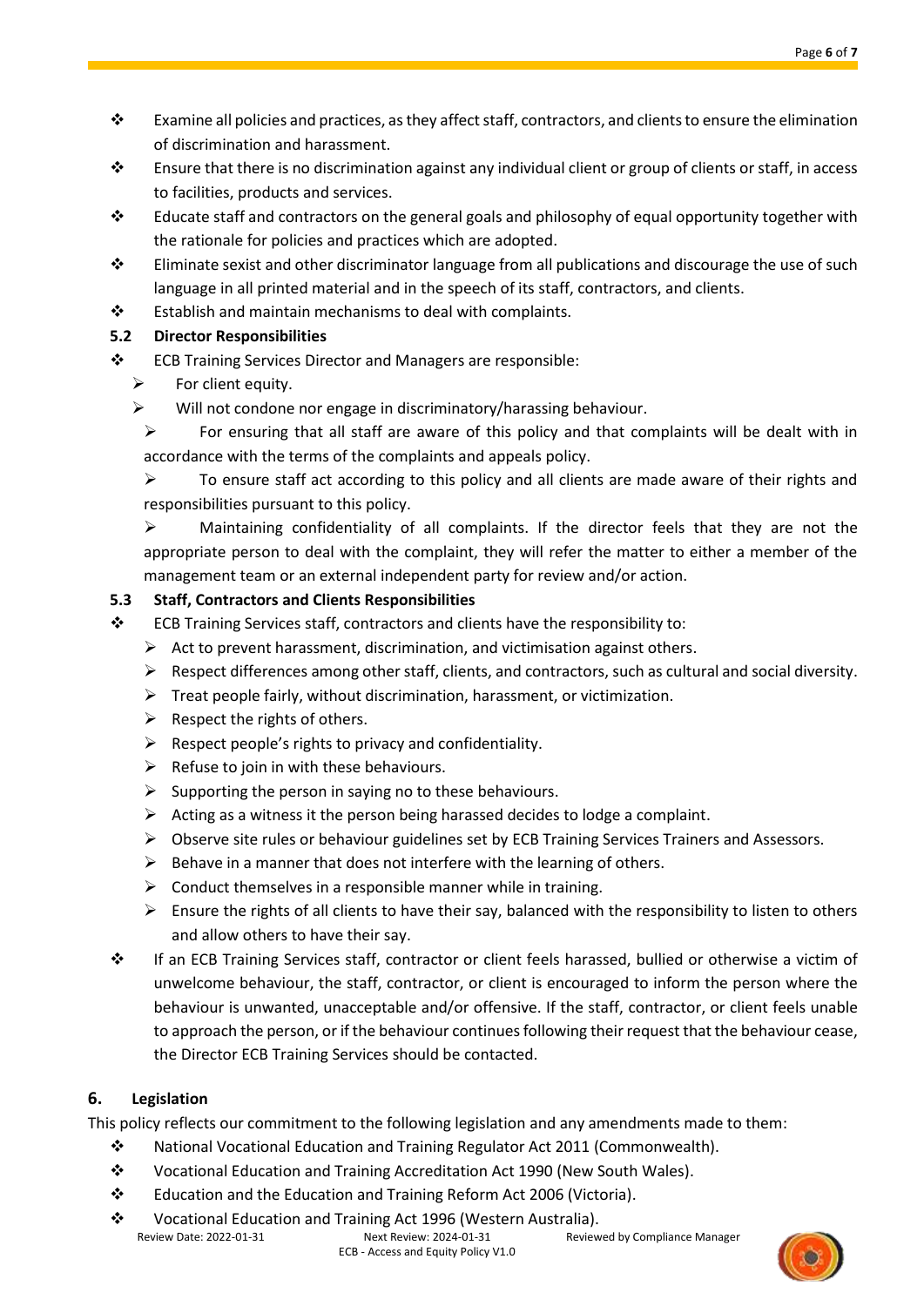- Examine all policies and practices, as they affect staff, contractors, and clients to ensure the elimination of discrimination and harassment.
- Ensure that there is no discrimination against any individual client or group of clients or staff, in access to facilities, products and services.
- Educate staff and contractors on the general goals and philosophy of equal opportunity together with the rationale for policies and practices which are adopted.
- Eliminate sexist and other discriminator language from all publications and discourage the use of such language in all printed material and in the speech of its staff, contractors, and clients.
- Establish and maintain mechanisms to deal with complaints.

### 5.2 Director Responsibilities

- ECB Training Services Director and Managers are responsible:
  - For client equity.
  - Will not condone nor engage in discriminatory/harassing behaviour.
  - For ensuring that all staff are aware of this policy and that complaints will be dealt with in accordance with the terms of the complaints and appeals policy.
  - To ensure staff act according to this policy and all clients are made aware of their rights and responsibilities pursuant to this policy.
  - Maintaining confidentiality of all complaints. If the director feels that they are not the appropriate person to deal with the complaint, they will refer the matter to either a member of the management team or an external independent party for review and/or action.

### 5.3 Staff, Contractors and Clients Responsibilities

- ECB Training Services staff, contractors and clients have the responsibility to:
  - Act to prevent harassment, discrimination, and victimisation against others.
  - Respect differences among other staff, clients, and contractors, such as cultural and social diversity.
  - Treat people fairly, without discrimination, harassment, or victimization.
  - Respect the rights of others.
  - Respect people's rights to privacy and confidentiality.
  - Refuse to join in with these behaviours.
  - Supporting the person in saying no to these behaviours.
  - Acting as a witness it the person being harassed decides to lodge a complaint.
  - Observe site rules or behaviour guidelines set by ECB Training Services Trainers and Assessors.
  - Behave in a manner that does not interfere with the learning of others.
  - Conduct themselves in a responsible manner while in training.
  - Ensure the rights of all clients to have their say, balanced with the responsibility to listen to others and allow others to have their say.
- If an ECB Training Services staff, contractor or client feels harassed, bullied or otherwise a victim of unwelcome behaviour, the staff, contractor, or client is encouraged to inform the person where the behaviour is unwanted, unacceptable and/or offensive. If the staff, contractor, or client feels unable to approach the person, or if the behaviour continues following their request that the behaviour cease, the Director ECB Training Services should be contacted.

## 6. Legislation

This policy reflects our commitment to the following legislation and any amendments made to them:

- National Vocational Education and Training Regulator Act 2011 (Commonwealth).
- Vocational Education and Training Accreditation Act 1990 (New South Wales).
- Education and the Education and Training Reform Act 2006 (Victoria).
- Vocational Education and Training Act 1996 (Western Australia).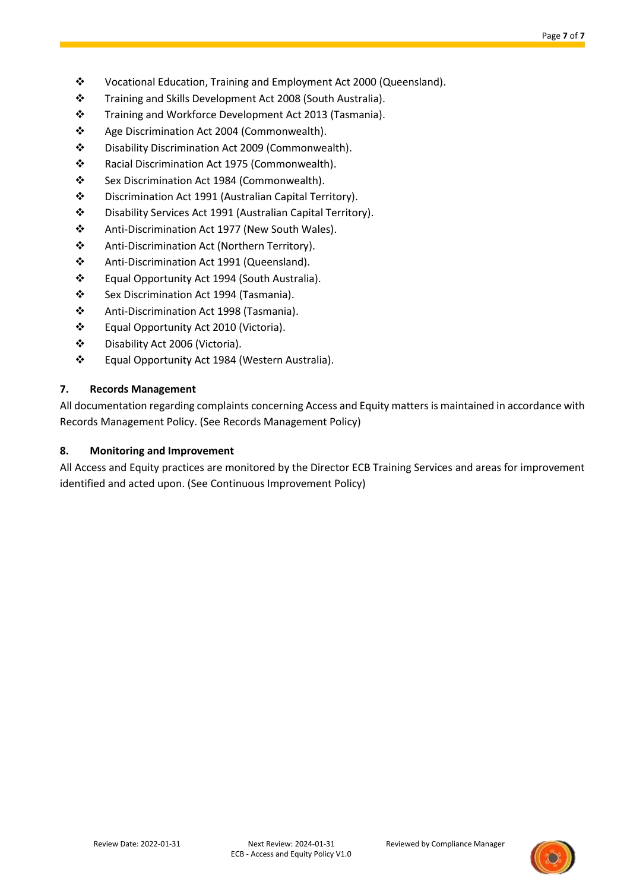- Vocational Education, Training and Employment Act 2000 (Queensland).
- Training and Skills Development Act 2008 (South Australia).
- Training and Workforce Development Act 2013 (Tasmania).
- Age Discrimination Act 2004 (Commonwealth).
- Disability Discrimination Act 2009 (Commonwealth).
- Racial Discrimination Act 1975 (Commonwealth).
- Sex Discrimination Act 1984 (Commonwealth).
- Discrimination Act 1991 (Australian Capital Territory).
- Disability Services Act 1991 (Australian Capital Territory).
- Anti-Discrimination Act 1977 (New South Wales).
- Anti-Discrimination Act (Northern Territory).
- Anti-Discrimination Act 1991 (Queensland).
- Equal Opportunity Act 1994 (South Australia).
- Sex Discrimination Act 1994 (Tasmania).
- Anti-Discrimination Act 1998 (Tasmania).
- Equal Opportunity Act 2010 (Victoria).
- Disability Act 2006 (Victoria).
- Equal Opportunity Act 1984 (Western Australia).

## 7. Records Management

All documentation regarding complaints concerning Access and Equity matters is maintained in accordance with Records Management Policy. (See Records Management Policy)

## 8. Monitoring and Improvement

All Access and Equity practices are monitored by the Director ECB Training Services and areas for improvement identified and acted upon. (See Continuous Improvement Policy)